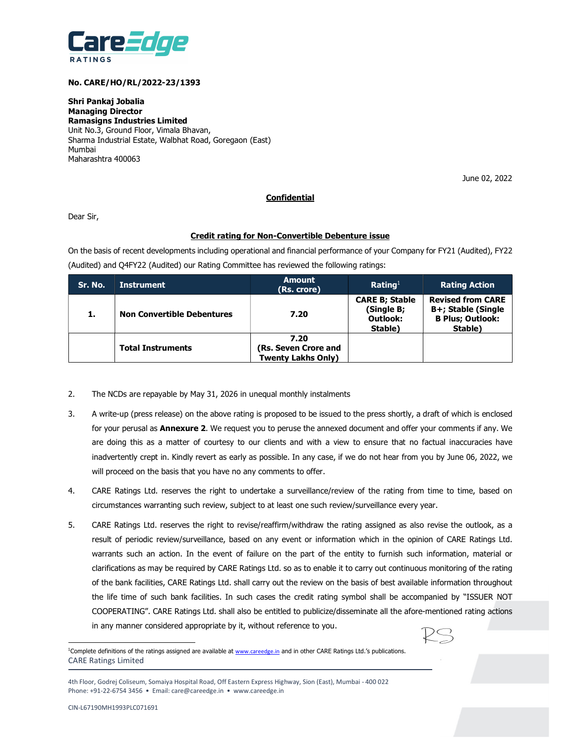**No. CARE/HO/RL/2022-23/1393**

**Shri Pankaj Jobalia**
**Managing Director**
**Ramasigns Industries Limited**
Unit No.3, Ground Floor, Vimala Bhavan,
Sharma Industrial Estate, Walbhat Road, Goregaon (East)
Mumbai
Maharashtra 400063

June 02, 2022

**Confidential**

Dear Sir,

**Credit rating for Non-Convertible Debenture issue**

On the basis of recent developments including operational and financial performance of your Company for FY21 (Audited), FY22 (Audited) and Q4FY22 (Audited) our Rating Committee has reviewed the following ratings:

| Sr. No. | Instrument | Amount (Rs. crore) | Rating[1] | Rating Action |
|---|---|---|---|---|
| 1. | Non Convertible Debentures | 7.20 | CARE B; Stable (Single B; Outlook: Stable) | Revised from CARE B+; Stable (Single B Plus; Outlook: Stable) |
| | Total Instruments | 7.20 (Rs. Seven Crore and Twenty Lakhs Only) | | |

2. The NCDs are repayable by May 31, 2026 in unequal monthly instalments

3. A write-up (press release) on the above rating is proposed to be issued to the press shortly, a draft of which is enclosed for your perusal as **Annexure 2**. We request you to peruse the annexed document and offer your comments if any. We are doing this as a matter of courtesy to our clients and with a view to ensure that no factual inaccuracies have inadvertently crept in. Kindly revert as early as possible. In any case, if we do not hear from you by June 06, 2022, we will proceed on the basis that you have no any comments to offer.

4. CARE Ratings Ltd. reserves the right to undertake a surveillance/review of the rating from time to time, based on circumstances warranting such review, subject to at least one such review/surveillance every year.

5. CARE Ratings Ltd. reserves the right to revise/reaffirm/withdraw the rating assigned as also revise the outlook, as a result of periodic review/surveillance, based on any event or information which in the opinion of CARE Ratings Ltd. warrants such an action. In the event of failure on the part of the entity to furnish such information, material or clarifications as may be required by CARE Ratings Ltd. so as to enable it to carry out continuous monitoring of the rating of the bank facilities, CARE Ratings Ltd. shall carry out the review on the basis of best available information throughout the life time of such bank facilities. In such cases the credit rating symbol shall be accompanied by "ISSUER NOT COOPERATING". CARE Ratings Ltd. shall also be entitled to publicize/disseminate all the afore-mentioned rating actions in any manner considered appropriate by it, without reference to you.

[1]Complete definitions of the ratings assigned are available at www.careedge.in and in other CARE Ratings Ltd.'s publications.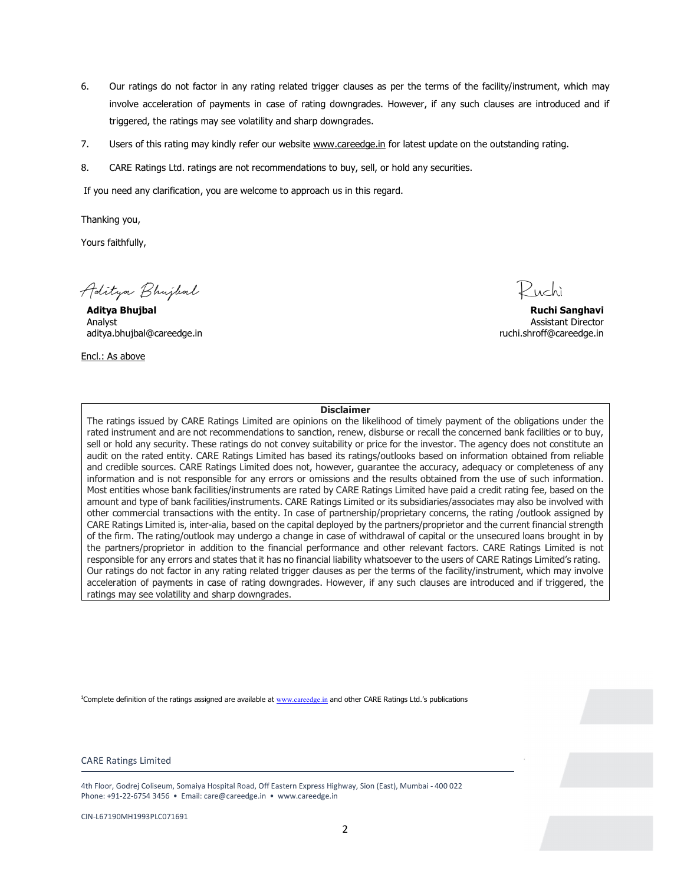6. Our ratings do not factor in any rating related trigger clauses as per the terms of the facility/instrument, which may involve acceleration of payments in case of rating downgrades. However, if any such clauses are introduced and if triggered, the ratings may see volatility and sharp downgrades.
7. Users of this rating may kindly refer our website www.careedge.in for latest update on the outstanding rating.
8. CARE Ratings Ltd. ratings are not recommendations to buy, sell, or hold any securities.

If you need any clarification, you are welcome to approach us in this regard.

Thanking you,

Yours faithfully,

Aditya Bhujbal

**Aditya Bhujbal**
Analyst
aditya.bhujbal@careedge.in

Ruchi

**Ruchi Sanghavi**
Assistant Director
ruchi.shroff@careedge.in

Encl.: As above

**Disclaimer**

The ratings issued by CARE Ratings Limited are opinions on the likelihood of timely payment of the obligations under the rated instrument and are not recommendations to sanction, renew, disburse or recall the concerned bank facilities or to buy, sell or hold any security. These ratings do not convey suitability or price for the investor. The agency does not constitute an audit on the rated entity. CARE Ratings Limited has based its ratings/outlooks based on information obtained from reliable and credible sources. CARE Ratings Limited does not, however, guarantee the accuracy, adequacy or completeness of any information and is not responsible for any errors or omissions and the results obtained from the use of such information. Most entities whose bank facilities/instruments are rated by CARE Ratings Limited have paid a credit rating fee, based on the amount and type of bank facilities/instruments. CARE Ratings Limited or its subsidiaries/associates may also be involved with other commercial transactions with the entity. In case of partnership/proprietary concerns, the rating /outlook assigned by CARE Ratings Limited is, inter-alia, based on the capital deployed by the partners/proprietor and the current financial strength of the firm. The rating/outlook may undergo a change in case of withdrawal of capital or the unsecured loans brought in by the partners/proprietor in addition to the financial performance and other relevant factors. CARE Ratings Limited is not responsible for any errors and states that it has no financial liability whatsoever to the users of CARE Ratings Limited's rating. Our ratings do not factor in any rating related trigger clauses as per the terms of the facility/instrument, which may involve acceleration of payments in case of rating downgrades. However, if any such clauses are introduced and if triggered, the ratings may see volatility and sharp downgrades.

[1]Complete definition of the ratings assigned are available at www.careedge.in and other CARE Ratings Ltd.'s publications

CARE Ratings Limited

4th Floor, Godrej Coliseum, Somaiya Hospital Road, Off Eastern Express Highway, Sion (East), Mumbai - 400 022
Phone: +91-22-6754 3456 • Email: care@careedge.in • www.careedge.in

CIN-L67190MH1993PLC071691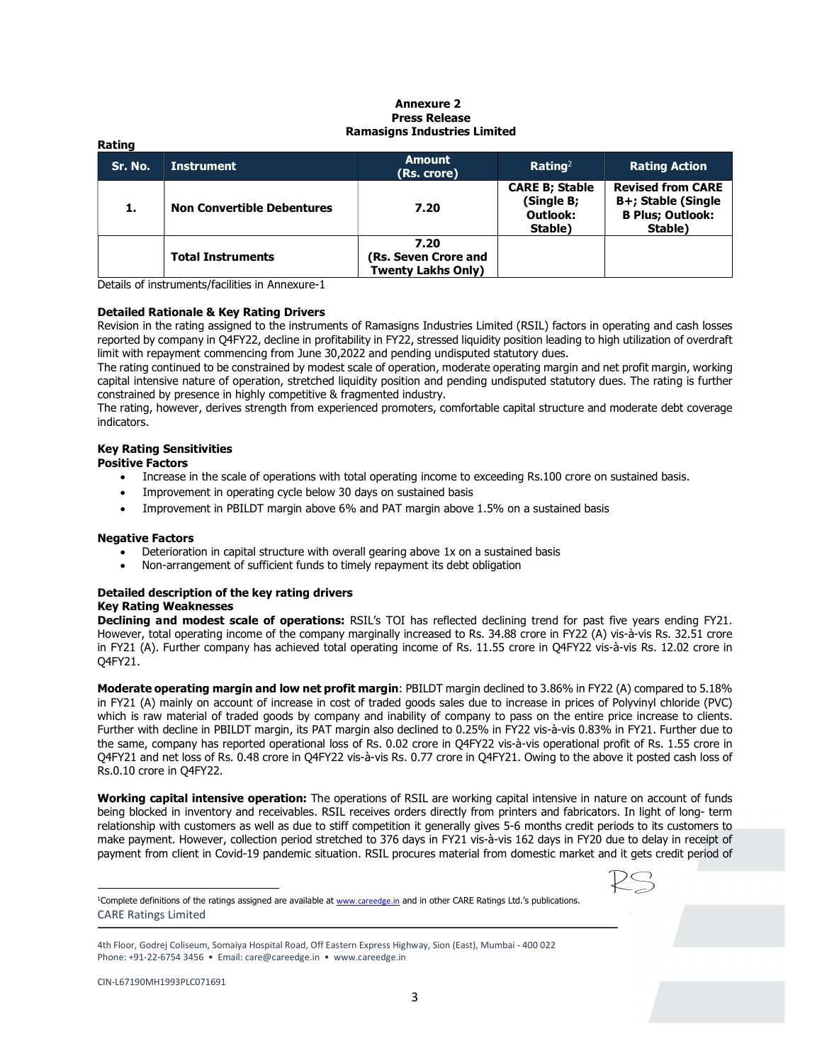**Annexure 2**
**Press Release**
**Ramasigns Industries Limited**

**Rating**

| Sr. No. | Instrument | Amount (Rs. crore) | Rating[2] | Rating Action |
|---|---|---|---|---|
| 1. | Non Convertible Debentures | 7.20 | CARE B; Stable (Single B; Outlook: Stable) | Revised from CARE B+; Stable (Single B Plus; Outlook: Stable) |
| | Total Instruments | 7.20 (Rs. Seven Crore and Twenty Lakhs Only) | | |

Details of instruments/facilities in Annexure-1

**Detailed Rationale & Key Rating Drivers**

Revision in the rating assigned to the instruments of Ramasigns Industries Limited (RSIL) factors in operating and cash losses reported by company in Q4FY22, decline in profitability in FY22, stressed liquidity position leading to high utilization of overdraft limit with repayment commencing from June 30,2022 and pending undisputed statutory dues.

The rating continued to be constrained by modest scale of operation, moderate operating margin and net profit margin, working capital intensive nature of operation, stretched liquidity position and pending undisputed statutory dues. The rating is further constrained by presence in highly competitive & fragmented industry.

The rating, however, derives strength from experienced promoters, comfortable capital structure and moderate debt coverage indicators.

**Key Rating Sensitivities**

**Positive Factors**

- Increase in the scale of operations with total operating income to exceeding Rs.100 crore on sustained basis.
- Improvement in operating cycle below 30 days on sustained basis
- Improvement in PBILDT margin above 6% and PAT margin above 1.5% on a sustained basis

**Negative Factors**

- Deterioration in capital structure with overall gearing above 1x on a sustained basis
- Non-arrangement of sufficient funds to timely repayment its debt obligation

**Detailed description of the key rating drivers**

**Key Rating Weaknesses**

**Declining and modest scale of operations:** RSIL's TOI has reflected declining trend for past five years ending FY21. However, total operating income of the company marginally increased to Rs. 34.88 crore in FY22 (A) vis-à-vis Rs. 32.51 crore in FY21 (A). Further company has achieved total operating income of Rs. 11.55 crore in Q4FY22 vis-à-vis Rs. 12.02 crore in Q4FY21.

**Moderate operating margin and low net profit margin**: PBILDT margin declined to 3.86% in FY22 (A) compared to 5.18% in FY21 (A) mainly on account of increase in cost of traded goods sales due to increase in prices of Polyvinyl chloride (PVC) which is raw material of traded goods by company and inability of company to pass on the entire price increase to clients. Further with decline in PBILDT margin, its PAT margin also declined to 0.25% in FY22 vis-à-vis 0.83% in FY21. Further due to the same, company has reported operational loss of Rs. 0.02 crore in Q4FY22 vis-à-vis operational profit of Rs. 1.55 crore in Q4FY21 and net loss of Rs. 0.48 crore in Q4FY22 vis-à-vis Rs. 0.77 crore in Q4FY21. Owing to the above it posted cash loss of Rs.0.10 crore in Q4FY22.

**Working capital intensive operation:** The operations of RSIL are working capital intensive in nature on account of funds being blocked in inventory and receivables. RSIL receives orders directly from printers and fabricators. In light of long- term relationship with customers as well as due to stiff competition it generally gives 5-6 months credit periods to its customers to make payment. However, collection period stretched to 376 days in FY21 vis-à-vis 162 days in FY20 due to delay in receipt of payment from client in Covid-19 pandemic situation. RSIL procures material from domestic market and it gets credit period of

[1]Complete definitions of the ratings assigned are available at www.careedge.in and in other CARE Ratings Ltd.'s publications.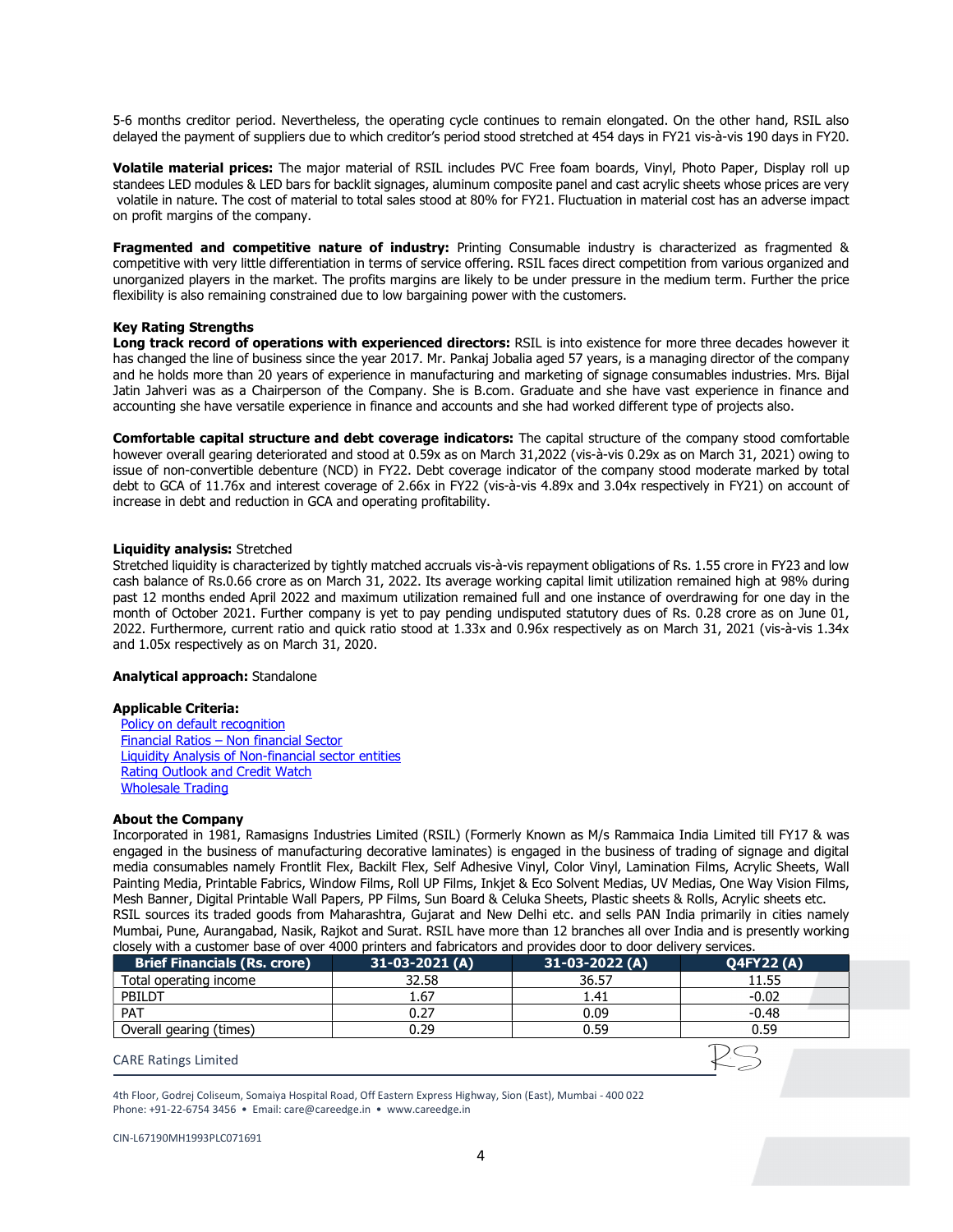5-6 months creditor period. Nevertheless, the operating cycle continues to remain elongated. On the other hand, RSIL also delayed the payment of suppliers due to which creditor's period stood stretched at 454 days in FY21 vis-à-vis 190 days in FY20.

**Volatile material prices:** The major material of RSIL includes PVC Free foam boards, Vinyl, Photo Paper, Display roll up standees LED modules & LED bars for backlit signages, aluminum composite panel and cast acrylic sheets whose prices are very volatile in nature. The cost of material to total sales stood at 80% for FY21. Fluctuation in material cost has an adverse impact on profit margins of the company.

**Fragmented and competitive nature of industry:** Printing Consumable industry is characterized as fragmented & competitive with very little differentiation in terms of service offering. RSIL faces direct competition from various organized and unorganized players in the market. The profits margins are likely to be under pressure in the medium term. Further the price flexibility is also remaining constrained due to low bargaining power with the customers.

**Key Rating Strengths**

**Long track record of operations with experienced directors:** RSIL is into existence for more three decades however it has changed the line of business since the year 2017. Mr. Pankaj Jobalia aged 57 years, is a managing director of the company and he holds more than 20 years of experience in manufacturing and marketing of signage consumables industries. Mrs. Bijal Jatin Jahveri was as a Chairperson of the Company. She is B.com. Graduate and she have vast experience in finance and accounting she have versatile experience in finance and accounts and she had worked different type of projects also.

**Comfortable capital structure and debt coverage indicators:** The capital structure of the company stood comfortable however overall gearing deteriorated and stood at 0.59x as on March 31,2022 (vis-à-vis 0.29x as on March 31, 2021) owing to issue of non-convertible debenture (NCD) in FY22. Debt coverage indicator of the company stood moderate marked by total debt to GCA of 11.76x and interest coverage of 2.66x in FY22 (vis-à-vis 4.89x and 3.04x respectively in FY21) on account of increase in debt and reduction in GCA and operating profitability.

**Liquidity analysis:** Stretched

Stretched liquidity is characterized by tightly matched accruals vis-à-vis repayment obligations of Rs. 1.55 crore in FY23 and low cash balance of Rs.0.66 crore as on March 31, 2022. Its average working capital limit utilization remained high at 98% during past 12 months ended April 2022 and maximum utilization remained full and one instance of overdrawing for one day in the month of October 2021. Further company is yet to pay pending undisputed statutory dues of Rs. 0.28 crore as on June 01, 2022. Furthermore, current ratio and quick ratio stood at 1.33x and 0.96x respectively as on March 31, 2021 (vis-à-vis 1.34x and 1.05x respectively as on March 31, 2020.

**Analytical approach:** Standalone

**Applicable Criteria:**

Policy on default recognition
Financial Ratios – Non financial Sector
Liquidity Analysis of Non-financial sector entities
Rating Outlook and Credit Watch
Wholesale Trading

**About the Company**

Incorporated in 1981, Ramasigns Industries Limited (RSIL) (Formerly Known as M/s Rammaica India Limited till FY17 & was engaged in the business of manufacturing decorative laminates) is engaged in the business of trading of signage and digital media consumables namely Frontlit Flex, Backilt Flex, Self Adhesive Vinyl, Color Vinyl, Lamination Films, Acrylic Sheets, Wall Painting Media, Printable Fabrics, Window Films, Roll UP Films, Inkjet & Eco Solvent Medias, UV Medias, One Way Vision Films, Mesh Banner, Digital Printable Wall Papers, PP Films, Sun Board & Celuka Sheets, Plastic sheets & Rolls, Acrylic sheets etc. RSIL sources its traded goods from Maharashtra, Gujarat and New Delhi etc. and sells PAN India primarily in cities namely Mumbai, Pune, Aurangabad, Nasik, Rajkot and Surat. RSIL have more than 12 branches all over India and is presently working closely with a customer base of over 4000 printers and fabricators and provides door to door delivery services.

| Brief Financials (Rs. crore) | 31-03-2021 (A) | 31-03-2022 (A) | Q4FY22 (A) |
|---|---|---|---|
| Total operating income | 32.58 | 36.57 | 11.55 |
| PBILDT | 1.67 | 1.41 | -0.02 |
| PAT | 0.27 | 0.09 | -0.48 |
| Overall gearing (times) | 0.29 | 0.59 | 0.59 |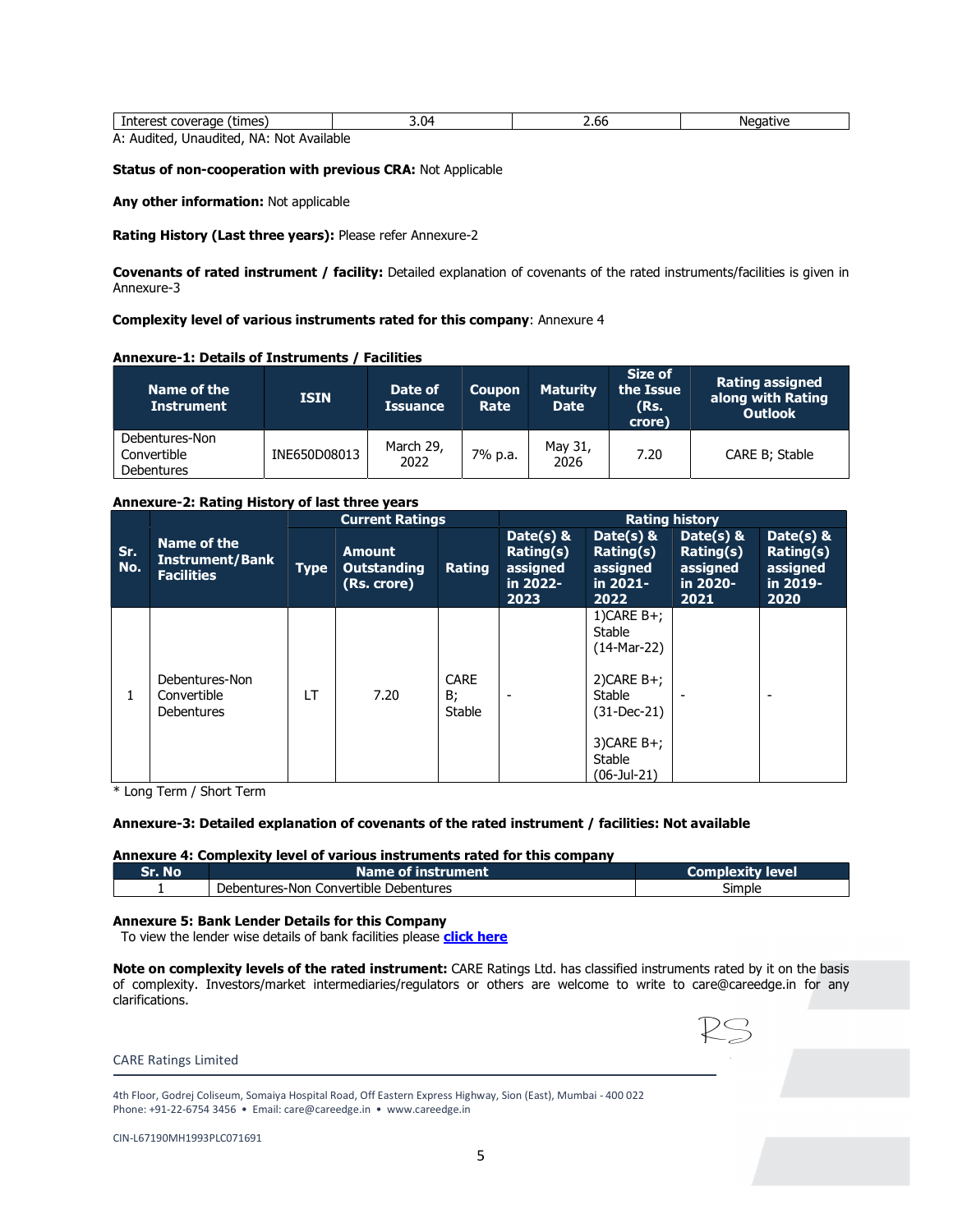| Interest coverage (times) | 3.04 | 2.66 | Negative |
|---|---|---|---|

A: Audited, Unaudited, NA: Not Available

**Status of non-cooperation with previous CRA:** Not Applicable

**Any other information:** Not applicable

**Rating History (Last three years):** Please refer Annexure-2

**Covenants of rated instrument / facility:** Detailed explanation of covenants of the rated instruments/facilities is given in Annexure-3

**Complexity level of various instruments rated for this company**: Annexure 4

**Annexure-1: Details of Instruments / Facilities**

| Name of the Instrument | ISIN | Date of Issuance | Coupon Rate | Maturity Date | Size of the Issue (Rs. crore) | Rating assigned along with Rating Outlook |
|---|---|---|---|---|---|---|
| Debentures-Non Convertible Debentures | INE650D08013 | March 29, 2022 | 7% p.a. | May 31, 2026 | 7.20 | CARE B; Stable |

**Annexure-2: Rating History of last three years**

| Sr. No. | Name of the Instrument/Bank Facilities | Current Ratings | | | Rating history | | | |
|---|---|---|---|---|---|---|---|---|
| | | Type | Amount Outstanding (Rs. crore) | Rating | Date(s) & Rating(s) assigned in 2022-2023 | Date(s) & Rating(s) assigned in 2021-2022 | Date(s) & Rating(s) assigned in 2020-2021 | Date(s) & Rating(s) assigned in 2019-2020 |
| 1 | Debentures-Non Convertible Debentures | LT | 7.20 | CARE B; Stable | - | 1)CARE B+; Stable (14-Mar-22)<br><br>2)CARE B+; Stable (31-Dec-21)<br><br>3)CARE B+; Stable (06-Jul-21) | - | - |

\* Long Term / Short Term

**Annexure-3: Detailed explanation of covenants of the rated instrument / facilities: Not available**

**Annexure 4: Complexity level of various instruments rated for this company**

| Sr. No | Name of instrument | Complexity level |
|---|---|---|
| 1 | Debentures-Non Convertible Debentures | Simple |

**Annexure 5: Bank Lender Details for this Company**

To view the lender wise details of bank facilities please **click here**

**Note on complexity levels of the rated instrument:** CARE Ratings Ltd. has classified instruments rated by it on the basis of complexity. Investors/market intermediaries/regulators or others are welcome to write to care@careedge.in for any clarifications.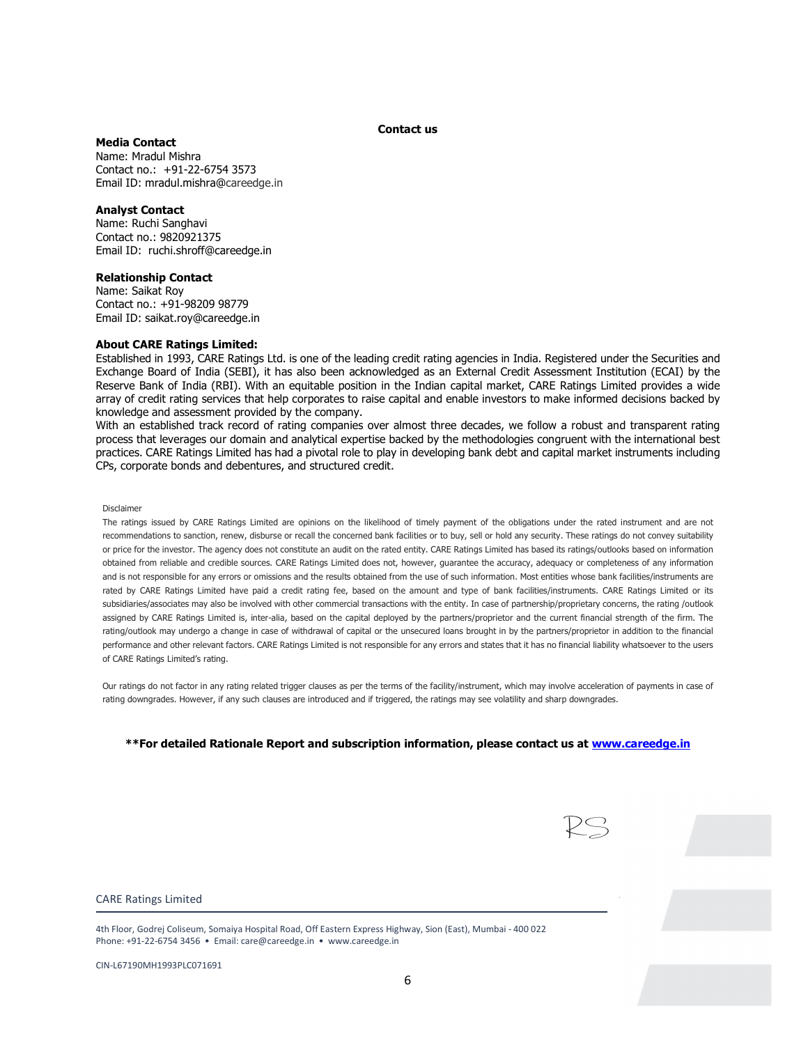**Contact us**

**Media Contact**
Name: Mradul Mishra
Contact no.: +91-22-6754 3573
Email ID: mradul.mishra@careedge.in

**Analyst Contact**
Name: Ruchi Sanghavi
Contact no.: 9820921375
Email ID: ruchi.shroff@careedge.in

**Relationship Contact**
Name: Saikat Roy
Contact no.: +91-98209 98779
Email ID: saikat.roy@careedge.in

**About CARE Ratings Limited:**

Established in 1993, CARE Ratings Ltd. is one of the leading credit rating agencies in India. Registered under the Securities and Exchange Board of India (SEBI), it has also been acknowledged as an External Credit Assessment Institution (ECAI) by the Reserve Bank of India (RBI). With an equitable position in the Indian capital market, CARE Ratings Limited provides a wide array of credit rating services that help corporates to raise capital and enable investors to make informed decisions backed by knowledge and assessment provided by the company.

With an established track record of rating companies over almost three decades, we follow a robust and transparent rating process that leverages our domain and analytical expertise backed by the methodologies congruent with the international best practices. CARE Ratings Limited has had a pivotal role to play in developing bank debt and capital market instruments including CPs, corporate bonds and debentures, and structured credit.

Disclaimer

The ratings issued by CARE Ratings Limited are opinions on the likelihood of timely payment of the obligations under the rated instrument and are not recommendations to sanction, renew, disburse or recall the concerned bank facilities or to buy, sell or hold any security. These ratings do not convey suitability or price for the investor. The agency does not constitute an audit on the rated entity. CARE Ratings Limited has based its ratings/outlooks based on information obtained from reliable and credible sources. CARE Ratings Limited does not, however, guarantee the accuracy, adequacy or completeness of any information and is not responsible for any errors or omissions and the results obtained from the use of such information. Most entities whose bank facilities/instruments are rated by CARE Ratings Limited have paid a credit rating fee, based on the amount and type of bank facilities/instruments. CARE Ratings Limited or its subsidiaries/associates may also be involved with other commercial transactions with the entity. In case of partnership/proprietary concerns, the rating /outlook assigned by CARE Ratings Limited is, inter-alia, based on the capital deployed by the partners/proprietor and the current financial strength of the firm. The rating/outlook may undergo a change in case of withdrawal of capital or the unsecured loans brought in by the partners/proprietor in addition to the financial performance and other relevant factors. CARE Ratings Limited is not responsible for any errors and states that it has no financial liability whatsoever to the users of CARE Ratings Limited's rating.

Our ratings do not factor in any rating related trigger clauses as per the terms of the facility/instrument, which may involve acceleration of payments in case of rating downgrades. However, if any such clauses are introduced and if triggered, the ratings may see volatility and sharp downgrades.

**\*\*For detailed Rationale Report and subscription information, please contact us at [www.careedge.in](http://www.careedge.in)**

RS

CARE Ratings Limited

4th Floor, Godrej Coliseum, Somaiya Hospital Road, Off Eastern Express Highway, Sion (East), Mumbai - 400 022
Phone: +91-22-6754 3456 • Email: care@careedge.in • www.careedge.in

CIN-L67190MH1993PLC071691